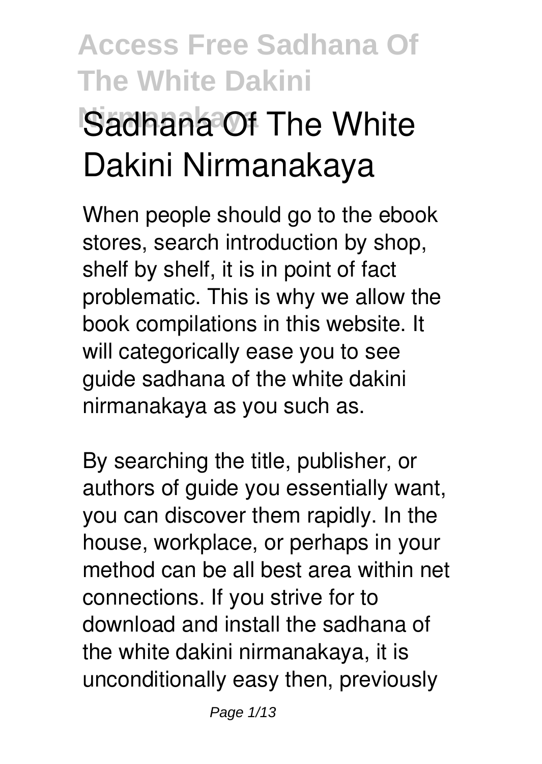# Access Free Sadhana Of The White Dakini Nirmanakaya

# Sadhana Of The White Dakini Nirmanakaya

When people should go to the ebook stores, search introduction by shop, shelf by shelf, it is in point of fact problematic. This is why we allow the book compilations in this website. It will categorically ease you to see guide sadhana of the white dakini nirmanakaya as you such as.

By searching the title, publisher, or authors of guide you essentially want, you can discover them rapidly. In the house, workplace, or perhaps in your method can be all best area within net connections. If you strive for to download and install the sadhana of the white dakini nirmanakaya, it is unconditionally easy then, previously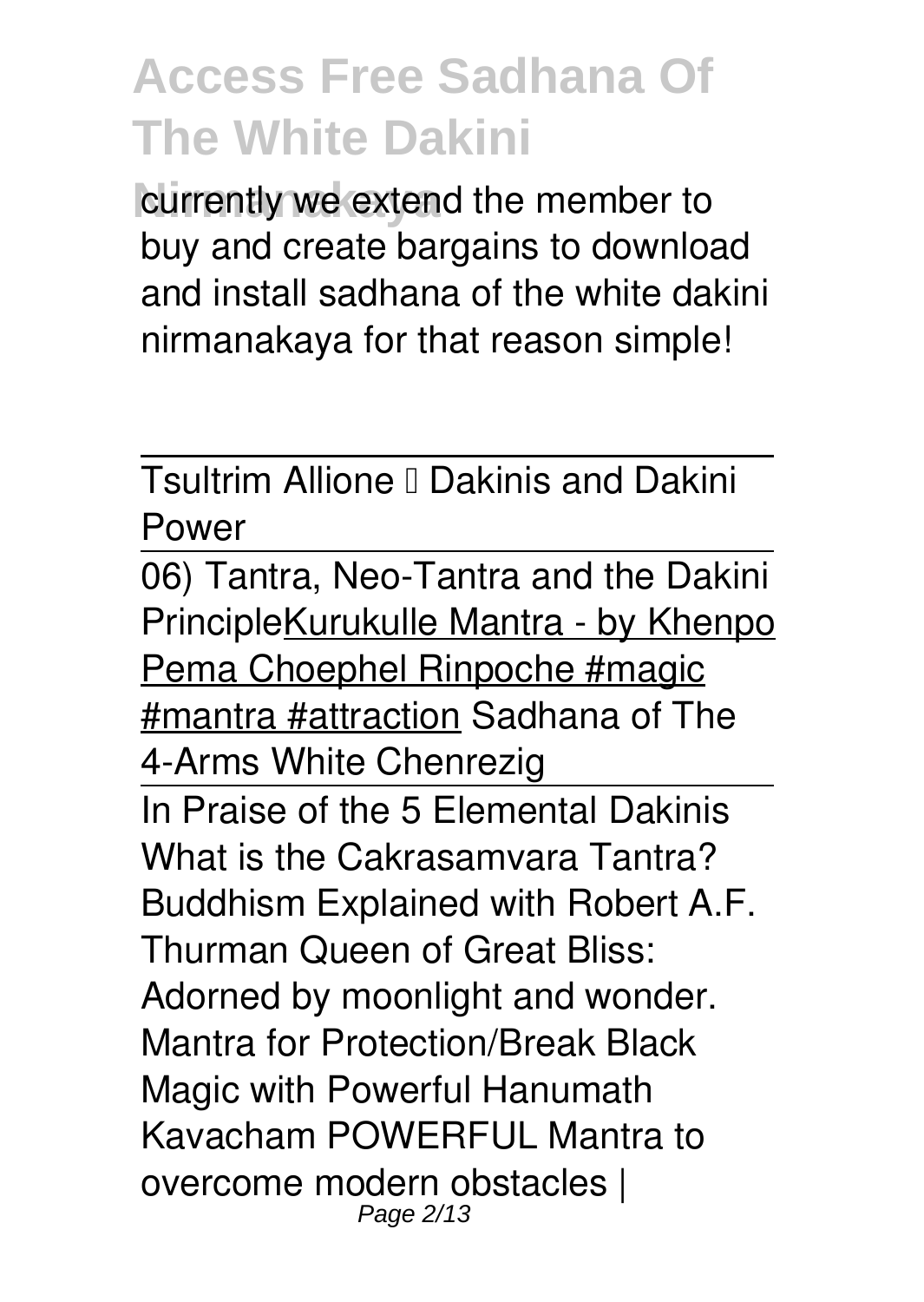currently we extend the member to buy and create bargains to download and install sadhana of the white dakini nirmanakaya for that reason simple!

Tsultrim Allione – Dakinis and Dakini Power

06) Tantra, Neo-Tantra and the Dakini Principle Kurukulle Mantra - by Khenpo Pema Choephel Rinpoche #magic #mantra #attraction Sadhana of The 4-Arms White Chenrezig

In Praise of the 5 Elemental Dakinis What is the Cakrasamvara Tantra? Buddhism Explained with Robert A.F. Thurman Queen of Great Bliss: Adorned by moonlight and wonder. Mantra for Protection/Break Black Magic with Powerful Hanumath Kavacham POWERFUL Mantra to overcome modern obstacles |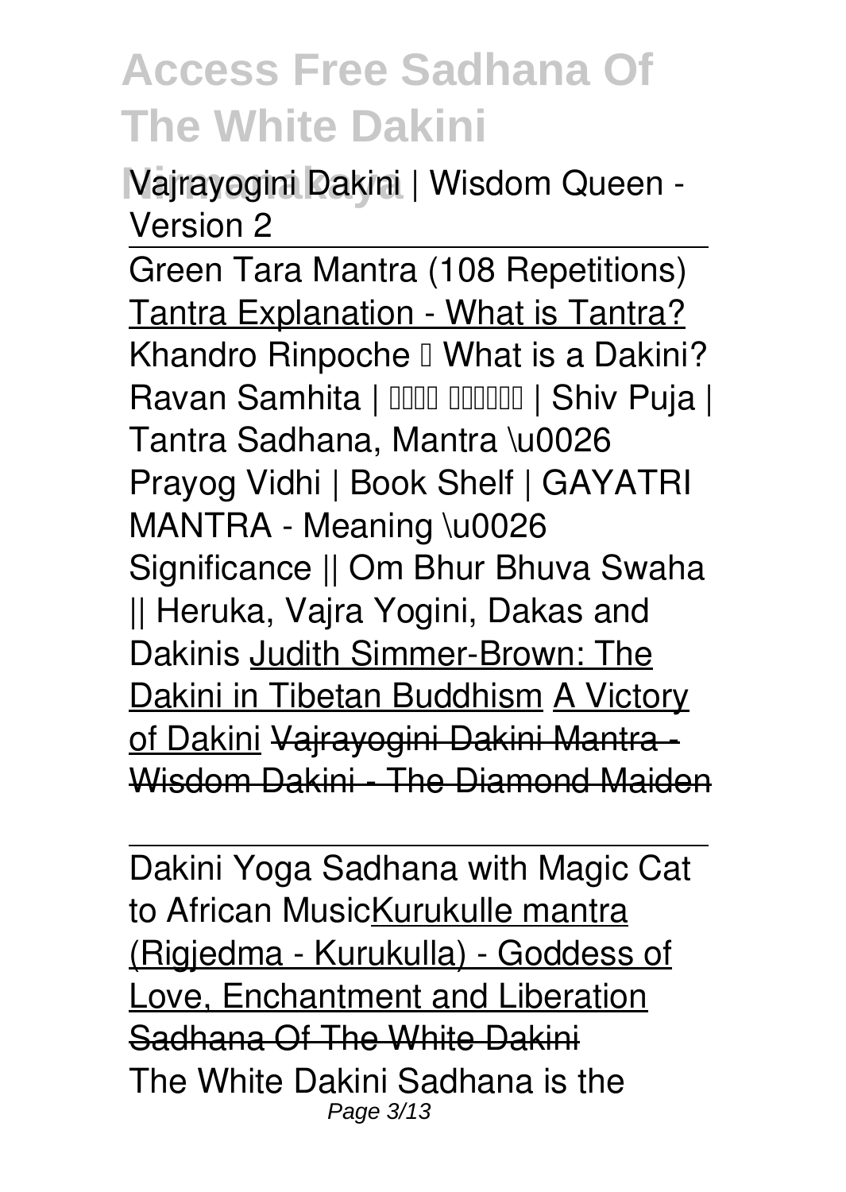Vajrayogini Dakini | Wisdom Queen - Version 2

Green Tara Mantra (108 Repetitions)

Tantra Explanation - What is Tantra?

Khandro Rinpoche – What is a Dakini?

Ravan Samhita | रावण संहिता | Shiv Puja | Tantra Sadhana, Mantra \u0026 Prayog Vidhi | Book Shelf | GAYATRI MANTRA - Meaning \u0026 Significance || Om Bhur Bhuva Swaha || Heruka, Vajra Yogini, Dakas and Dakinis

Judith Simmer-Brown: The Dakini in Tibetan Buddhism

A Victory of Dakini

~~Vajrayogini Dakini Mantra - Wisdom Dakini - The Diamond Maiden~~

Dakini Yoga Sadhana with Magic Cat to African Music

Kurukulle mantra (Rigjedma - Kurukulla) - Goddess of Love, Enchantment and Liberation

~~Sadhana Of The White Dakini~~

The White Dakini Sadhana is the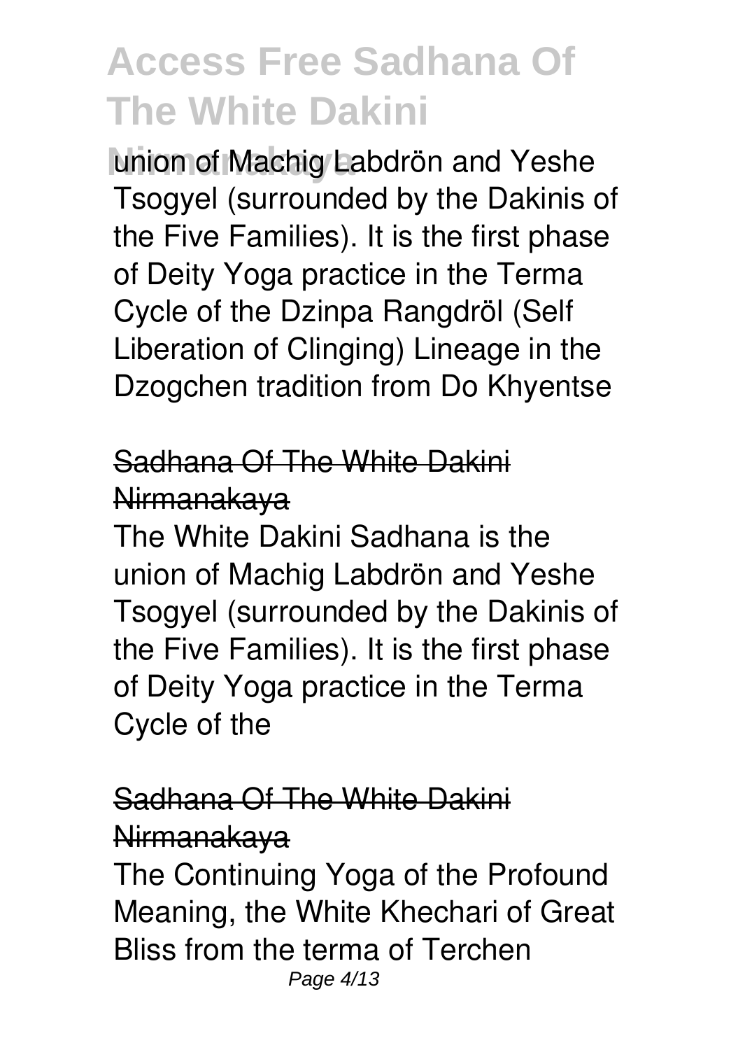union of Machig Labdrön and Yeshe Tsogyel (surrounded by the Dakinis of the Five Families). It is the first phase of Deity Yoga practice in the Terma Cycle of the Dzinpa Rangdröl (Self Liberation of Clinging) Lineage in the Dzogchen tradition from Do Khyentse

## Sadhana Of The White Dakini Nirmanakaya

The White Dakini Sadhana is the union of Machig Labdrön and Yeshe Tsogyel (surrounded by the Dakinis of the Five Families). It is the first phase of Deity Yoga practice in the Terma Cycle of the

## Sadhana Of The White Dakini Nirmanakaya

The Continuing Yoga of the Profound Meaning, the White Khechari of Great Bliss from the terma of Terchen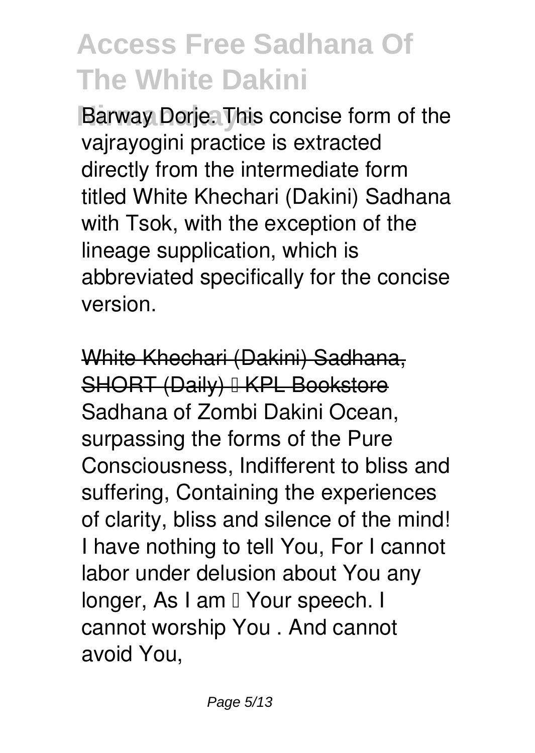Barway Dorje. This concise form of the vajrayogini practice is extracted directly from the intermediate form titled White Khechari (Dakini) Sadhana with Tsok, with the exception of the lineage supplication, which is abbreviated specifically for the concise version.

~~White Khechari (Dakini) Sadhana, SHORT (Daily) – KPL Bookstore~~

Sadhana of Zombi Dakini Ocean, surpassing the forms of the Pure Consciousness, Indifferent to bliss and suffering, Containing the experiences of clarity, bliss and silence of the mind! I have nothing to tell You, For I cannot labor under delusion about You any longer, As I am – Your speech. I cannot worship You . And cannot avoid You,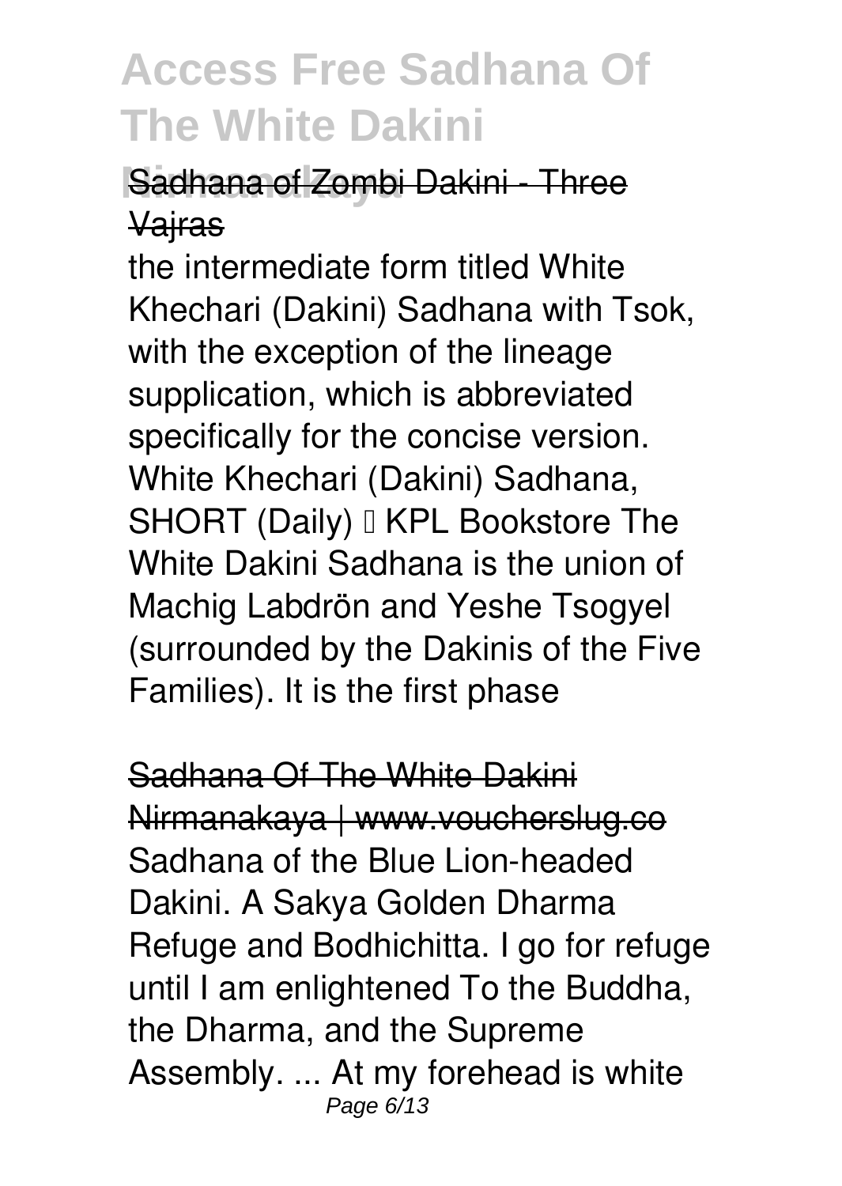Sadhana of Zombi Dakini - Three Vajras

the intermediate form titled White Khechari (Dakini) Sadhana with Tsok, with the exception of the lineage supplication, which is abbreviated specifically for the concise version. White Khechari (Dakini) Sadhana, SHORT (Daily) – KPL Bookstore The White Dakini Sadhana is the union of Machig Labdrön and Yeshe Tsogyel (surrounded by the Dakinis of the Five Families). It is the first phase

Sadhana Of The White Dakini Nirmanakaya | www.voucherslug.co

Sadhana of the Blue Lion-headed Dakini. A Sakya Golden Dharma Refuge and Bodhichitta. I go for refuge until I am enlightened To the Buddha, the Dharma, and the Supreme Assembly. ... At my forehead is white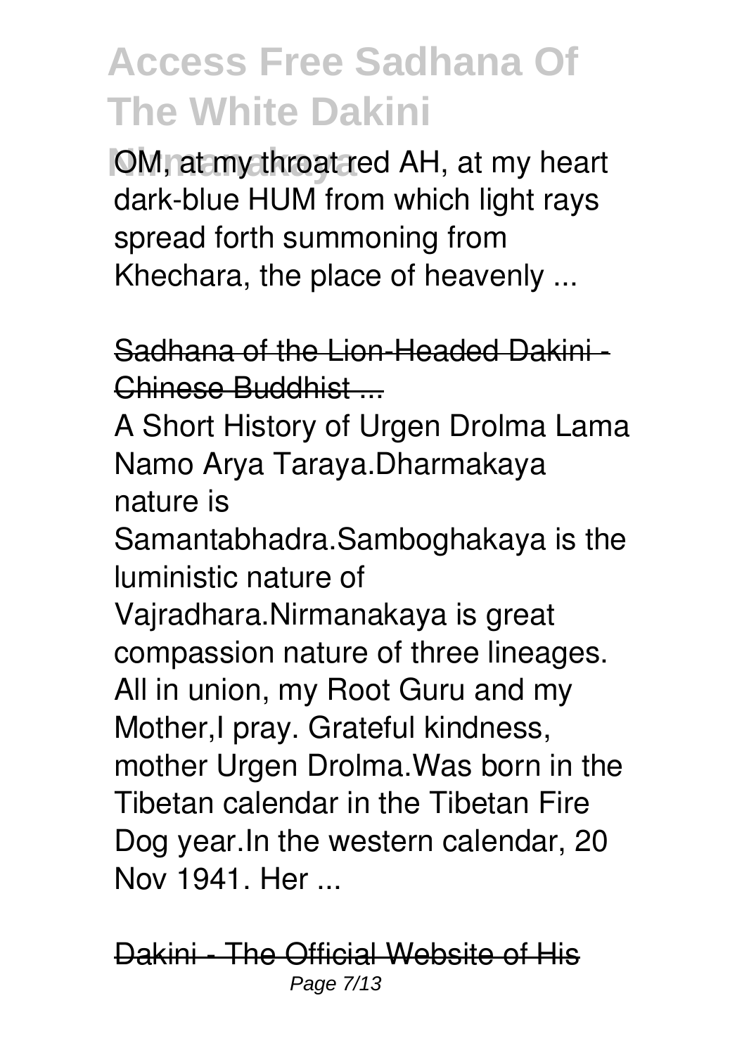OM, at my throat red AH, at my heart dark-blue HUM from which light rays spread forth summoning from Khechara, the place of heavenly ...

Sadhana of the Lion-Headed Dakini - Chinese Buddhist ...

A Short History of Urgen Drolma Lama Namo Arya Taraya.Dharmakaya nature is Samantabhadra.Samboghakaya is the luministic nature of Vajradhara.Nirmanakaya is great compassion nature of three lineages. All in union, my Root Guru and my Mother,I pray. Grateful kindness, mother Urgen Drolma.Was born in the Tibetan calendar in the Tibetan Fire Dog year.In the western calendar, 20 Nov 1941. Her ...

Dakini - The Official Website of His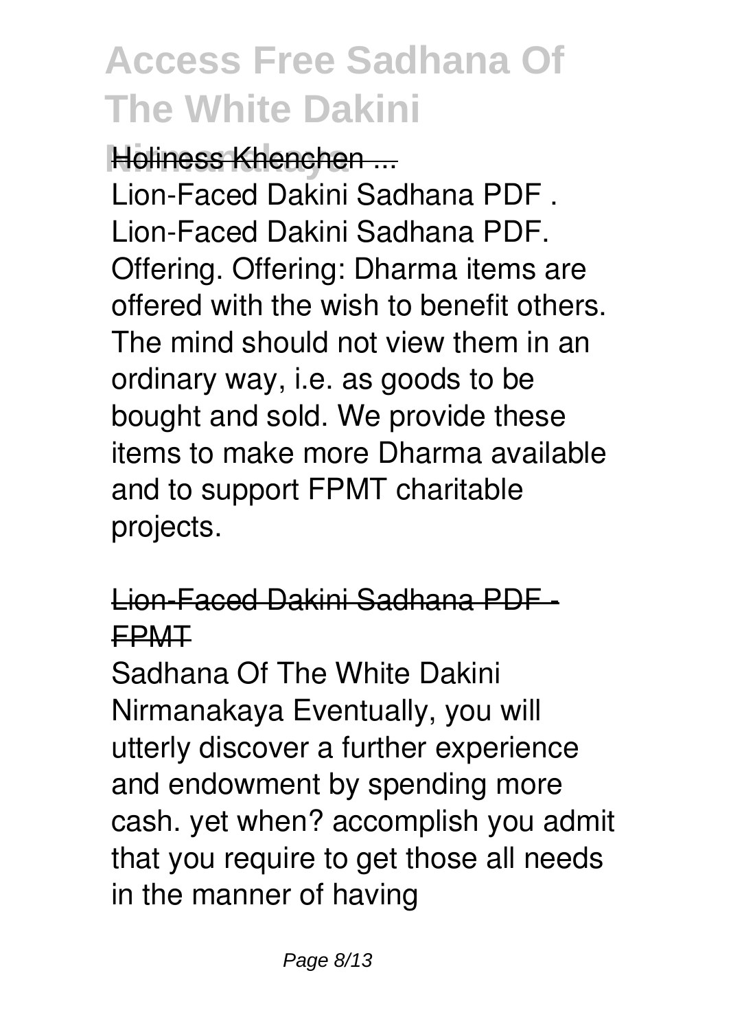Holiness Khenchen ...

Lion-Faced Dakini Sadhana PDF . Lion-Faced Dakini Sadhana PDF. Offering. Offering: Dharma items are offered with the wish to benefit others. The mind should not view them in an ordinary way, i.e. as goods to be bought and sold. We provide these items to make more Dharma available and to support FPMT charitable projects.

## Lion-Faced Dakini Sadhana PDF - FPMT

Sadhana Of The White Dakini Nirmanakaya Eventually, you will utterly discover a further experience and endowment by spending more cash. yet when? accomplish you admit that you require to get those all needs in the manner of having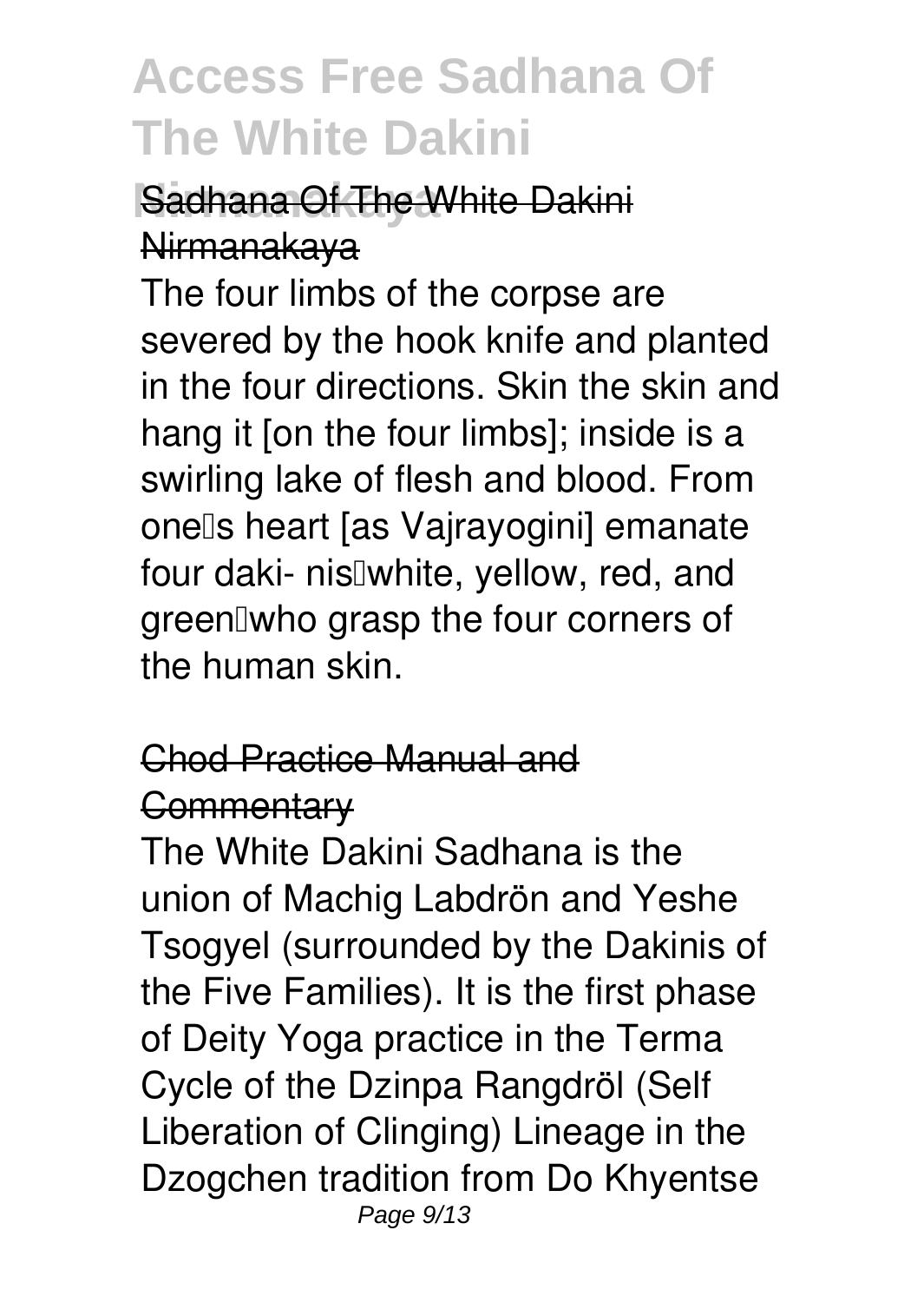## Sadhana Of The White Dakini Nirmanakaya

The four limbs of the corpse are severed by the hook knife and planted in the four directions. Skin the skin and hang it [on the four limbs]; inside is a swirling lake of flesh and blood. From one's heart [as Vajrayogini] emanate four daki- nis—white, yellow, red, and green—who grasp the four corners of the human skin.

## Chod Practice Manual and Commentary

The White Dakini Sadhana is the union of Machig Labdrön and Yeshe Tsogyel (surrounded by the Dakinis of the Five Families). It is the first phase of Deity Yoga practice in the Terma Cycle of the Dzinpa Rangdröl (Self Liberation of Clinging) Lineage in the Dzogchen tradition from Do Khyentse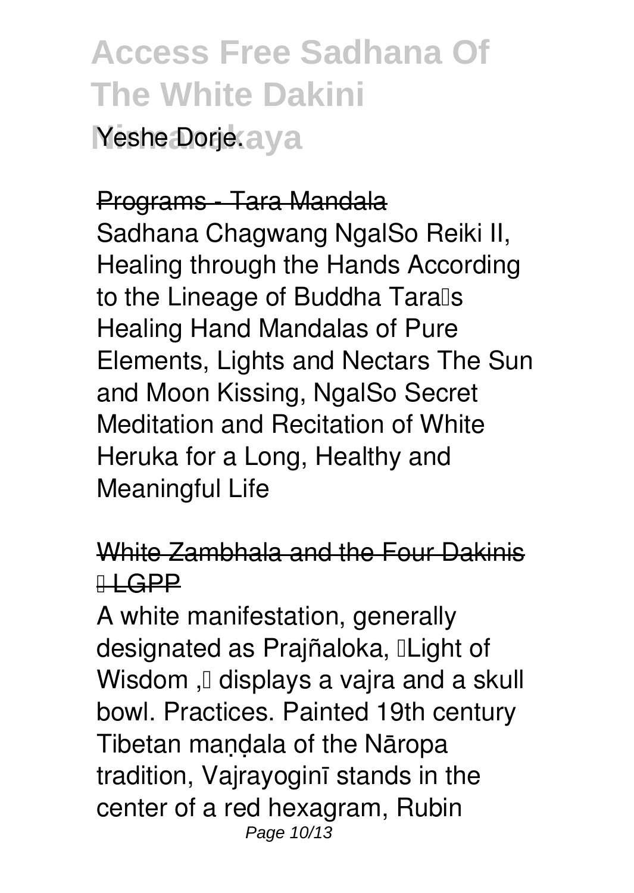Yeshe Dorje.

## Programs - Tara Mandala

Sadhana Chagwang NgalSo Reiki II, Healing through the Hands According to the Lineage of Buddha Tara's Healing Hand Mandalas of Pure Elements, Lights and Nectars The Sun and Moon Kissing, NgalSo Secret Meditation and Recitation of White Heruka for a Long, Healthy and Meaningful Life

## White Zambhala and the Four Dakinis – LGPP

A white manifestation, generally designated as Prajñaloka, "Light of Wisdom ," displays a vajra and a skull bowl. Practices. Painted 19th century Tibetan maṇḍala of the Nāropa tradition, Vajrayoginī stands in the center of a red hexagram, Rubin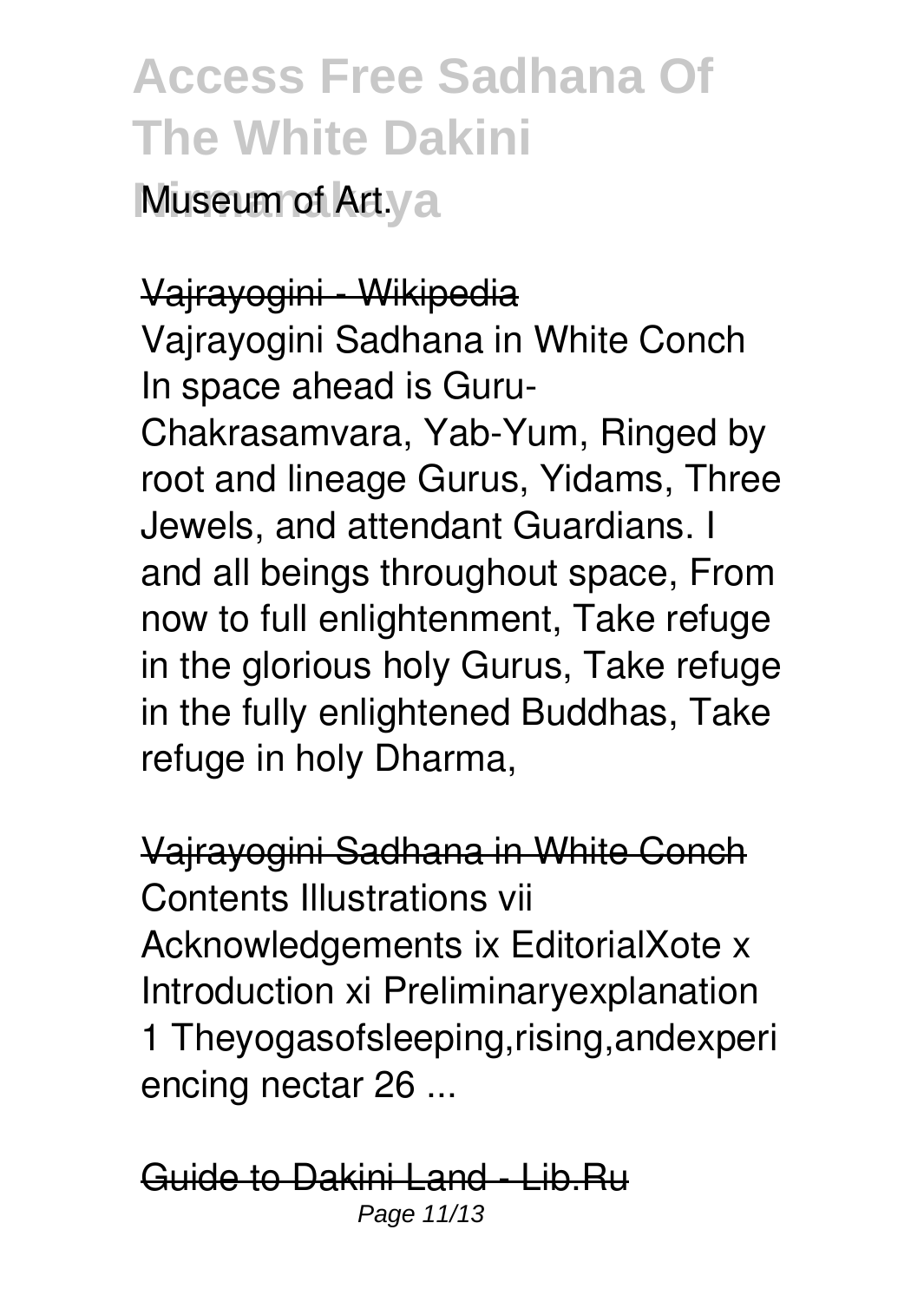Museum of Art.

Vajrayogini - Wikipedia

Vajrayogini Sadhana in White Conch In space ahead is Guru-Chakrasamvara, Yab-Yum, Ringed by root and lineage Gurus, Yidams, Three Jewels, and attendant Guardians. I and all beings throughout space, From now to full enlightenment, Take refuge in the glorious holy Gurus, Take refuge in the fully enlightened Buddhas, Take refuge in holy Dharma,

Vajrayogini Sadhana in White Conch

Contents Illustrations vii Acknowledgements ix EditorialXote x Introduction xi Preliminaryexplanation 1 Theyogasofsleeping,rising,andexperi encing nectar 26 ...

Guide to Dakini Land - Lib.Ru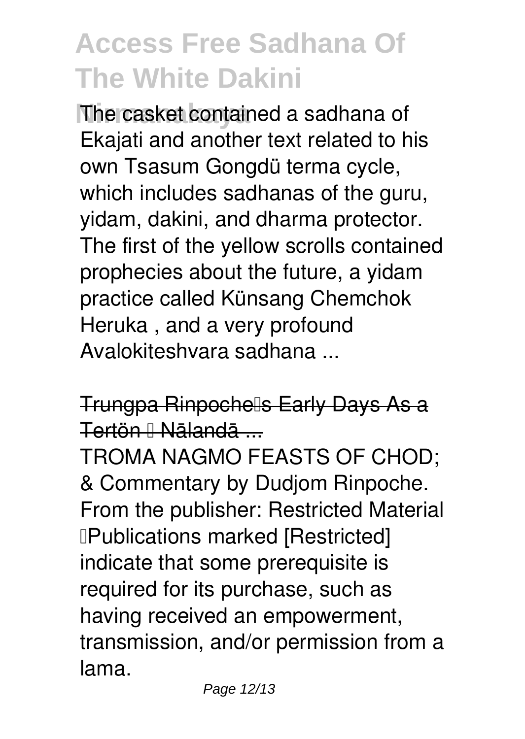The casket contained a sadhana of Ekajati and another text related to his own Tsasum Gongdü terma cycle, which includes sadhanas of the guru, yidam, dakini, and dharma protector. The first of the yellow scrolls contained prophecies about the future, a yidam practice called Künsang Chemchok Heruka , and a very profound Avalokiteshvara sadhana ...

Trungpa Rinpoche's Early Days As a Tertön – Nālandā ...

TROMA NAGMO FEASTS OF CHOD; & Commentary by Dudjom Rinpoche. From the publisher: Restricted Material "Publications marked [Restricted] indicate that some prerequisite is required for its purchase, such as having received an empowerment, transmission, and/or permission from a lama.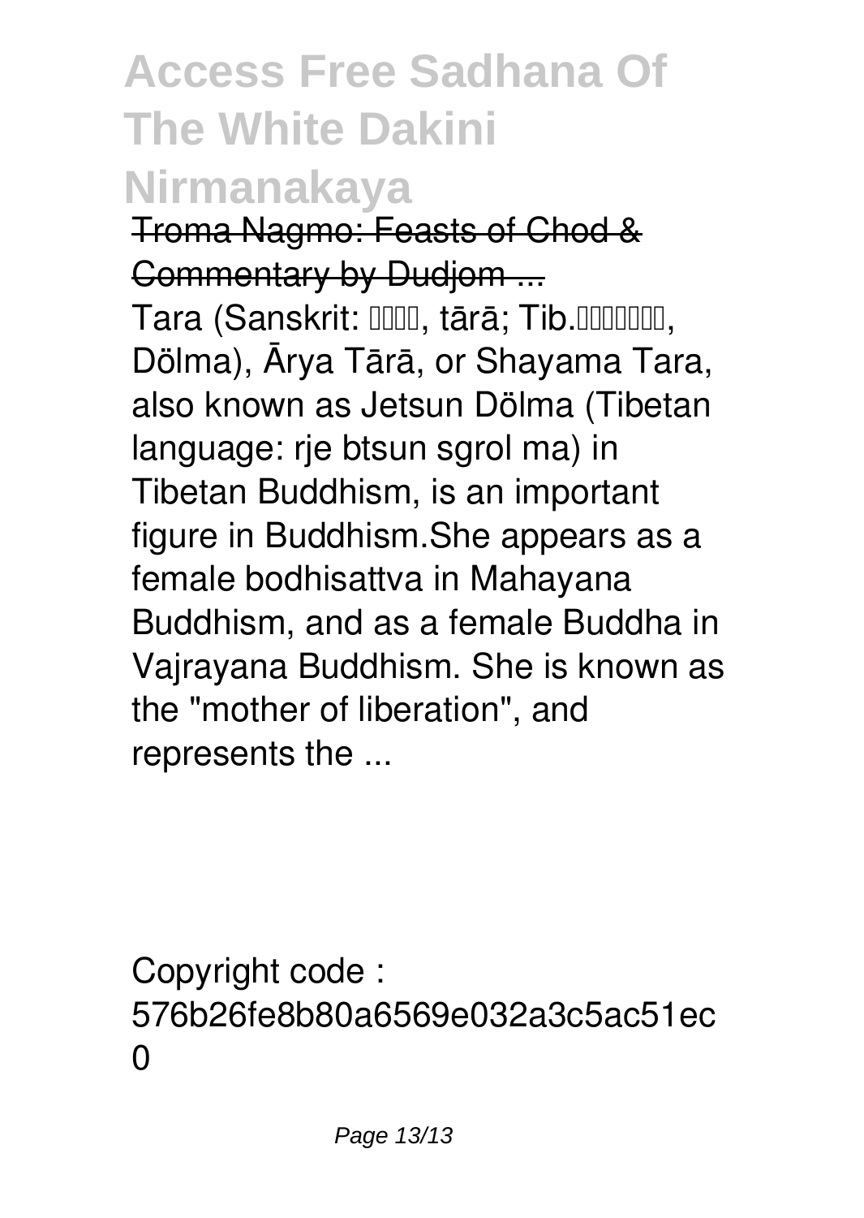Troma Nagmo: Feasts of Chod & Commentary by Dudjom ...

Tara (Sanskrit: तारा, tārā; Tib.སྒྲོལ་མ, Dölma), Ārya Tārā, or Shayama Tara, also known as Jetsun Dölma (Tibetan language: rje btsun sgrol ma) in Tibetan Buddhism, is an important figure in Buddhism.She appears as a female bodhisattva in Mahayana Buddhism, and as a female Buddha in Vajrayana Buddhism. She is known as the "mother of liberation", and represents the ...

Copyright code : 576b26fe8b80a6569e032a3c5ac51ec0